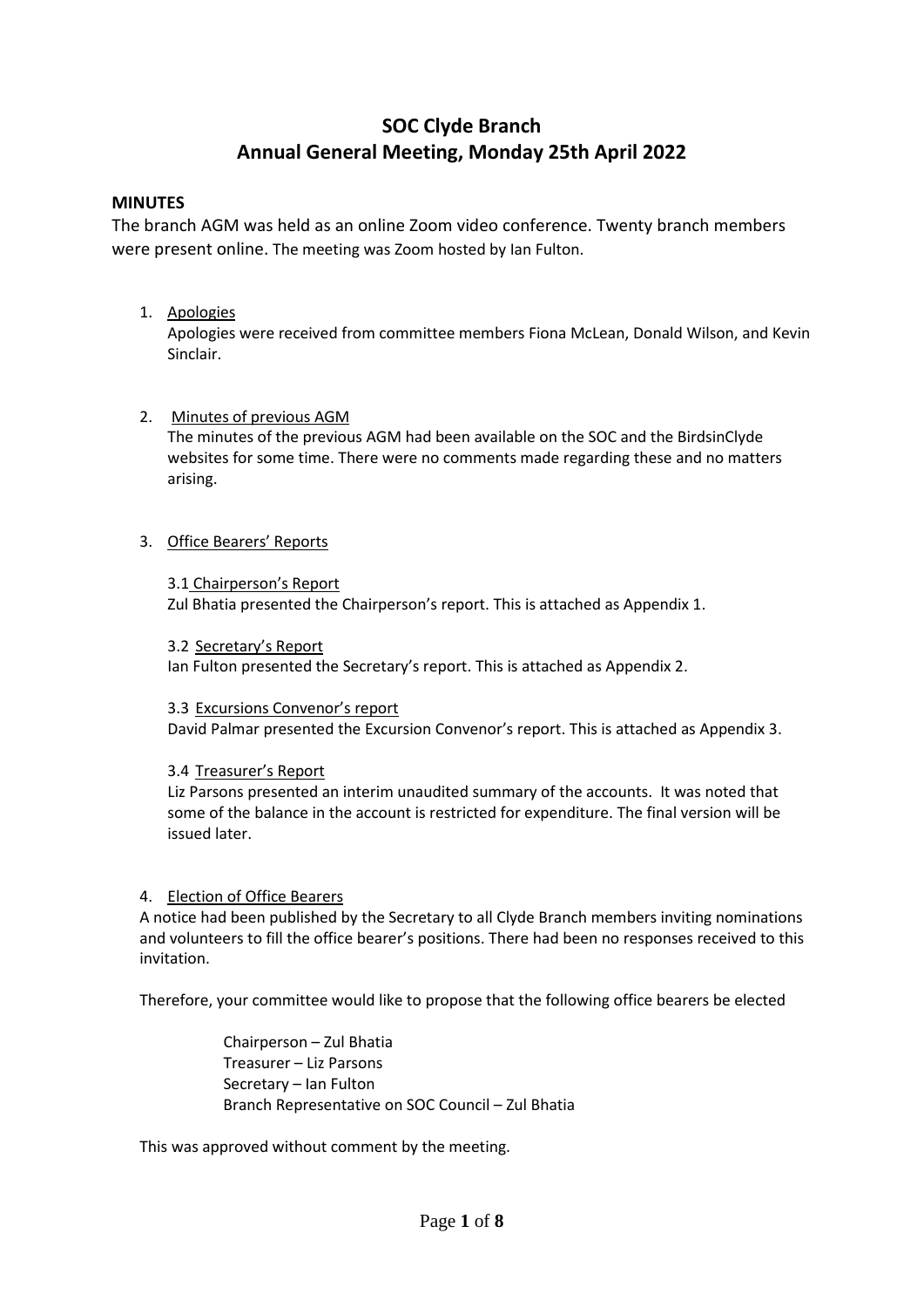# SOC Clyde Branch
# Annual General Meeting, Monday 25th April 2022

**MINUTES**

The branch AGM was held as an online Zoom video conference. Twenty branch members were present online. The meeting was Zoom hosted by Ian Fulton.

1. Apologies

   Apologies were received from committee members Fiona McLean, Donald Wilson, and Kevin Sinclair.

2. Minutes of previous AGM

   The minutes of the previous AGM had been available on the SOC and the BirdsinClyde websites for some time. There were no comments made regarding these and no matters arising.

3. Office Bearers' Reports

   3.1 Chairperson's Report

   Zul Bhatia presented the Chairperson's report. This is attached as Appendix 1.

   3.2 Secretary's Report

   Ian Fulton presented the Secretary's report. This is attached as Appendix 2.

   3.3 Excursions Convenor's report

   David Palmar presented the Excursion Convenor's report. This is attached as Appendix 3.

   3.4 Treasurer's Report

   Liz Parsons presented an interim unaudited summary of the accounts. It was noted that some of the balance in the account is restricted for expenditure. The final version will be issued later.

4. Election of Office Bearers

A notice had been published by the Secretary to all Clyde Branch members inviting nominations and volunteers to fill the office bearer's positions. There had been no responses received to this invitation.

Therefore, your committee would like to propose that the following office bearers be elected

Chairperson – Zul Bhatia  
Treasurer – Liz Parsons  
Secretary – Ian Fulton  
Branch Representative on SOC Council – Zul Bhatia

This was approved without comment by the meeting.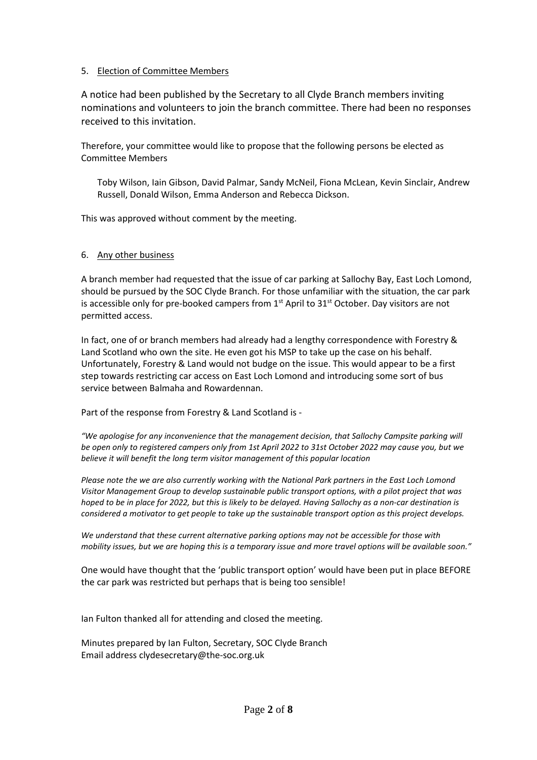## 5. Election of Committee Members

A notice had been published by the Secretary to all Clyde Branch members inviting nominations and volunteers to join the branch committee. There had been no responses received to this invitation.

Therefore, your committee would like to propose that the following persons be elected as Committee Members

Toby Wilson, Iain Gibson, David Palmar, Sandy McNeil, Fiona McLean, Kevin Sinclair, Andrew Russell, Donald Wilson, Emma Anderson and Rebecca Dickson.

This was approved without comment by the meeting.

## 6. Any other business

A branch member had requested that the issue of car parking at Sallochy Bay, East Loch Lomond, should be pursued by the SOC Clyde Branch. For those unfamiliar with the situation, the car park is accessible only for pre-booked campers from 1st April to 31st October. Day visitors are not permitted access.

In fact, one of or branch members had already had a lengthy correspondence with Forestry & Land Scotland who own the site. He even got his MSP to take up the case on his behalf. Unfortunately, Forestry & Land would not budge on the issue. This would appear to be a first step towards restricting car access on East Loch Lomond and introducing some sort of bus service between Balmaha and Rowardennan.

Part of the response from Forestry & Land Scotland is -

*"We apologise for any inconvenience that the management decision, that Sallochy Campsite parking will be open only to registered campers only from 1st April 2022 to 31st October 2022 may cause you, but we believe it will benefit the long term visitor management of this popular location*

*Please note the we are also currently working with the National Park partners in the East Loch Lomond Visitor Management Group to develop sustainable public transport options, with a pilot project that was hoped to be in place for 2022, but this is likely to be delayed. Having Sallochy as a non-car destination is considered a motivator to get people to take up the sustainable transport option as this project develops.*

*We understand that these current alternative parking options may not be accessible for those with mobility issues, but we are hoping this is a temporary issue and more travel options will be available soon."*

One would have thought that the 'public transport option' would have been put in place BEFORE the car park was restricted but perhaps that is being too sensible!

Ian Fulton thanked all for attending and closed the meeting.

Minutes prepared by Ian Fulton, Secretary, SOC Clyde Branch
Email address clydesecretary@the-soc.org.uk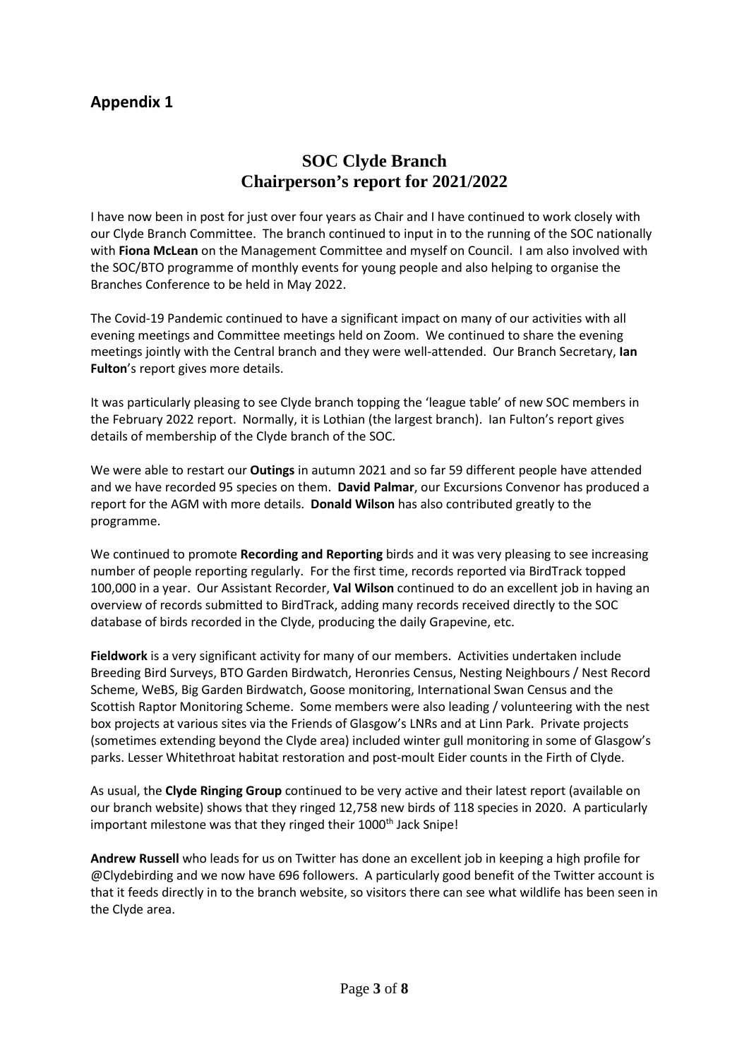## Appendix 1

# SOC Clyde Branch
# Chairperson's report for 2021/2022

I have now been in post for just over four years as Chair and I have continued to work closely with our Clyde Branch Committee. The branch continued to input in to the running of the SOC nationally with **Fiona McLean** on the Management Committee and myself on Council. I am also involved with the SOC/BTO programme of monthly events for young people and also helping to organise the Branches Conference to be held in May 2022.

The Covid-19 Pandemic continued to have a significant impact on many of our activities with all evening meetings and Committee meetings held on Zoom. We continued to share the evening meetings jointly with the Central branch and they were well-attended. Our Branch Secretary, **Ian Fulton**'s report gives more details.

It was particularly pleasing to see Clyde branch topping the 'league table' of new SOC members in the February 2022 report. Normally, it is Lothian (the largest branch). Ian Fulton's report gives details of membership of the Clyde branch of the SOC.

We were able to restart our **Outings** in autumn 2021 and so far 59 different people have attended and we have recorded 95 species on them. **David Palmar**, our Excursions Convenor has produced a report for the AGM with more details. **Donald Wilson** has also contributed greatly to the programme.

We continued to promote **Recording and Reporting** birds and it was very pleasing to see increasing number of people reporting regularly. For the first time, records reported via BirdTrack topped 100,000 in a year. Our Assistant Recorder, **Val Wilson** continued to do an excellent job in having an overview of records submitted to BirdTrack, adding many records received directly to the SOC database of birds recorded in the Clyde, producing the daily Grapevine, etc.

**Fieldwork** is a very significant activity for many of our members. Activities undertaken include Breeding Bird Surveys, BTO Garden Birdwatch, Heronries Census, Nesting Neighbours / Nest Record Scheme, WeBS, Big Garden Birdwatch, Goose monitoring, International Swan Census and the Scottish Raptor Monitoring Scheme. Some members were also leading / volunteering with the nest box projects at various sites via the Friends of Glasgow's LNRs and at Linn Park. Private projects (sometimes extending beyond the Clyde area) included winter gull monitoring in some of Glasgow's parks. Lesser Whitethroat habitat restoration and post-moult Eider counts in the Firth of Clyde.

As usual, the **Clyde Ringing Group** continued to be very active and their latest report (available on our branch website) shows that they ringed 12,758 new birds of 118 species in 2020. A particularly important milestone was that they ringed their 1000th Jack Snipe!

**Andrew Russell** who leads for us on Twitter has done an excellent job in keeping a high profile for @Clydebirding and we now have 696 followers. A particularly good benefit of the Twitter account is that it feeds directly in to the branch website, so visitors there can see what wildlife has been seen in the Clyde area.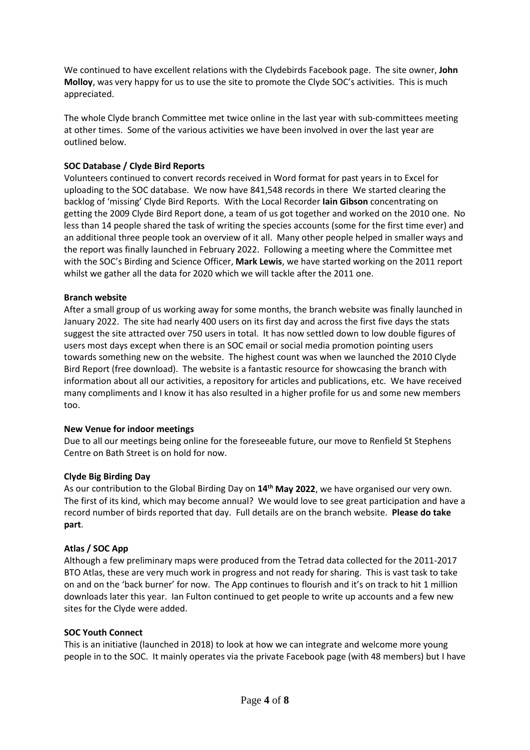We continued to have excellent relations with the Clydebirds Facebook page. The site owner, **John Molloy**, was very happy for us to use the site to promote the Clyde SOC's activities. This is much appreciated.

The whole Clyde branch Committee met twice online in the last year with sub-committees meeting at other times. Some of the various activities we have been involved in over the last year are outlined below.

**SOC Database / Clyde Bird Reports**

Volunteers continued to convert records received in Word format for past years in to Excel for uploading to the SOC database. We now have 841,548 records in there We started clearing the backlog of 'missing' Clyde Bird Reports. With the Local Recorder **Iain Gibson** concentrating on getting the 2009 Clyde Bird Report done, a team of us got together and worked on the 2010 one. No less than 14 people shared the task of writing the species accounts (some for the first time ever) and an additional three people took an overview of it all. Many other people helped in smaller ways and the report was finally launched in February 2022. Following a meeting where the Committee met with the SOC's Birding and Science Officer, **Mark Lewis**, we have started working on the 2011 report whilst we gather all the data for 2020 which we will tackle after the 2011 one.

**Branch website**

After a small group of us working away for some months, the branch website was finally launched in January 2022. The site had nearly 400 users on its first day and across the first five days the stats suggest the site attracted over 750 users in total. It has now settled down to low double figures of users most days except when there is an SOC email or social media promotion pointing users towards something new on the website. The highest count was when we launched the 2010 Clyde Bird Report (free download). The website is a fantastic resource for showcasing the branch with information about all our activities, a repository for articles and publications, etc. We have received many compliments and I know it has also resulted in a higher profile for us and some new members too.

**New Venue for indoor meetings**

Due to all our meetings being online for the foreseeable future, our move to Renfield St Stephens Centre on Bath Street is on hold for now.

**Clyde Big Birding Day**

As our contribution to the Global Birding Day on **14th May 2022**, we have organised our very own. The first of its kind, which may become annual? We would love to see great participation and have a record number of birds reported that day. Full details are on the branch website. **Please do take part**.

**Atlas / SOC App**

Although a few preliminary maps were produced from the Tetrad data collected for the 2011-2017 BTO Atlas, these are very much work in progress and not ready for sharing. This is vast task to take on and on the 'back burner' for now. The App continues to flourish and it's on track to hit 1 million downloads later this year. Ian Fulton continued to get people to write up accounts and a few new sites for the Clyde were added.

**SOC Youth Connect**

This is an initiative (launched in 2018) to look at how we can integrate and welcome more young people in to the SOC. It mainly operates via the private Facebook page (with 48 members) but I have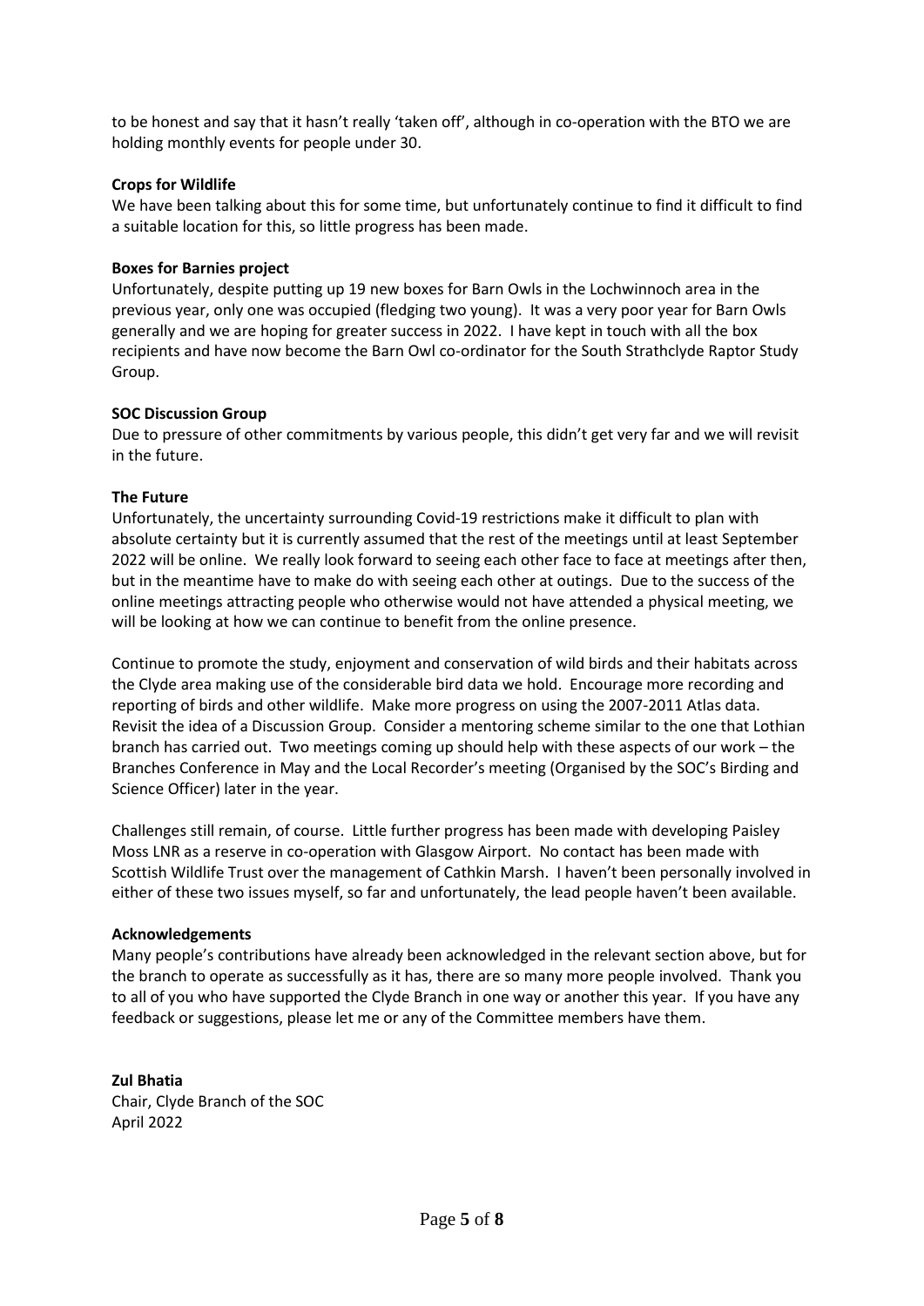to be honest and say that it hasn't really 'taken off', although in co-operation with the BTO we are holding monthly events for people under 30.

**Crops for Wildlife**

We have been talking about this for some time, but unfortunately continue to find it difficult to find a suitable location for this, so little progress has been made.

**Boxes for Barnies project**

Unfortunately, despite putting up 19 new boxes for Barn Owls in the Lochwinnoch area in the previous year, only one was occupied (fledging two young). It was a very poor year for Barn Owls generally and we are hoping for greater success in 2022. I have kept in touch with all the box recipients and have now become the Barn Owl co-ordinator for the South Strathclyde Raptor Study Group.

**SOC Discussion Group**

Due to pressure of other commitments by various people, this didn't get very far and we will revisit in the future.

**The Future**

Unfortunately, the uncertainty surrounding Covid-19 restrictions make it difficult to plan with absolute certainty but it is currently assumed that the rest of the meetings until at least September 2022 will be online. We really look forward to seeing each other face to face at meetings after then, but in the meantime have to make do with seeing each other at outings. Due to the success of the online meetings attracting people who otherwise would not have attended a physical meeting, we will be looking at how we can continue to benefit from the online presence.

Continue to promote the study, enjoyment and conservation of wild birds and their habitats across the Clyde area making use of the considerable bird data we hold. Encourage more recording and reporting of birds and other wildlife. Make more progress on using the 2007-2011 Atlas data. Revisit the idea of a Discussion Group. Consider a mentoring scheme similar to the one that Lothian branch has carried out. Two meetings coming up should help with these aspects of our work – the Branches Conference in May and the Local Recorder's meeting (Organised by the SOC's Birding and Science Officer) later in the year.

Challenges still remain, of course. Little further progress has been made with developing Paisley Moss LNR as a reserve in co-operation with Glasgow Airport. No contact has been made with Scottish Wildlife Trust over the management of Cathkin Marsh. I haven't been personally involved in either of these two issues myself, so far and unfortunately, the lead people haven't been available.

**Acknowledgements**

Many people's contributions have already been acknowledged in the relevant section above, but for the branch to operate as successfully as it has, there are so many more people involved. Thank you to all of you who have supported the Clyde Branch in one way or another this year. If you have any feedback or suggestions, please let me or any of the Committee members have them.

**Zul Bhatia**
Chair, Clyde Branch of the SOC
April 2022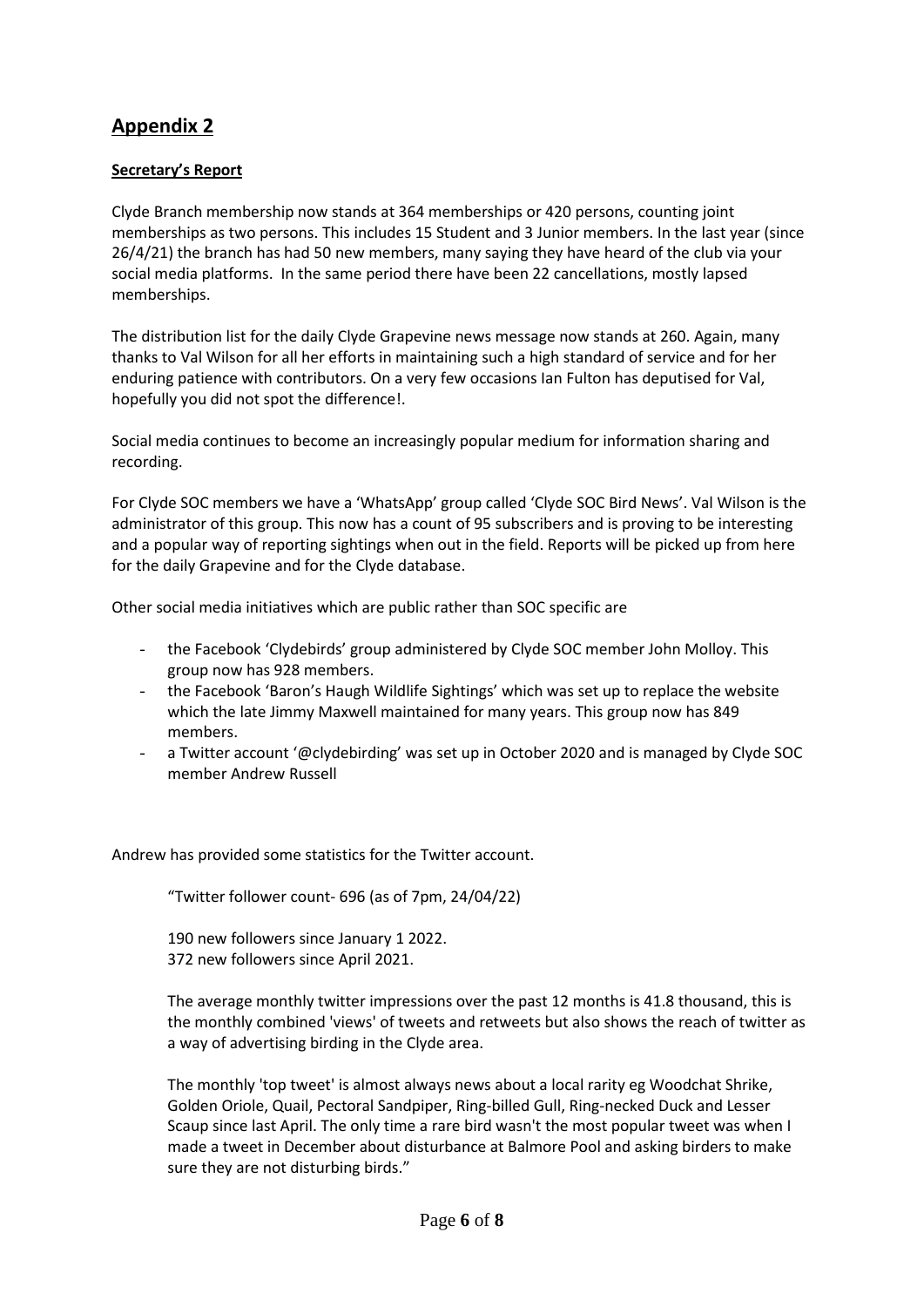## Appendix 2

**Secretary's Report**

Clyde Branch membership now stands at 364 memberships or 420 persons, counting joint memberships as two persons. This includes 15 Student and 3 Junior members. In the last year (since 26/4/21) the branch has had 50 new members, many saying they have heard of the club via your social media platforms. In the same period there have been 22 cancellations, mostly lapsed memberships.

The distribution list for the daily Clyde Grapevine news message now stands at 260. Again, many thanks to Val Wilson for all her efforts in maintaining such a high standard of service and for her enduring patience with contributors. On a very few occasions Ian Fulton has deputised for Val, hopefully you did not spot the difference!.

Social media continues to become an increasingly popular medium for information sharing and recording.

For Clyde SOC members we have a 'WhatsApp' group called 'Clyde SOC Bird News'. Val Wilson is the administrator of this group. This now has a count of 95 subscribers and is proving to be interesting and a popular way of reporting sightings when out in the field. Reports will be picked up from here for the daily Grapevine and for the Clyde database.

Other social media initiatives which are public rather than SOC specific are

- the Facebook 'Clydebirds' group administered by Clyde SOC member John Molloy. This group now has 928 members.
- the Facebook 'Baron's Haugh Wildlife Sightings' which was set up to replace the website which the late Jimmy Maxwell maintained for many years. This group now has 849 members.
- a Twitter account '@clydebirding' was set up in October 2020 and is managed by Clyde SOC member Andrew Russell

Andrew has provided some statistics for the Twitter account.

> "Twitter follower count- 696 (as of 7pm, 24/04/22)
>
> 190 new followers since January 1 2022.
> 372 new followers since April 2021.
>
> The average monthly twitter impressions over the past 12 months is 41.8 thousand, this is the monthly combined 'views' of tweets and retweets but also shows the reach of twitter as a way of advertising birding in the Clyde area.
>
> The monthly 'top tweet' is almost always news about a local rarity eg Woodchat Shrike, Golden Oriole, Quail, Pectoral Sandpiper, Ring-billed Gull, Ring-necked Duck and Lesser Scaup since last April. The only time a rare bird wasn't the most popular tweet was when I made a tweet in December about disturbance at Balmore Pool and asking birders to make sure they are not disturbing birds."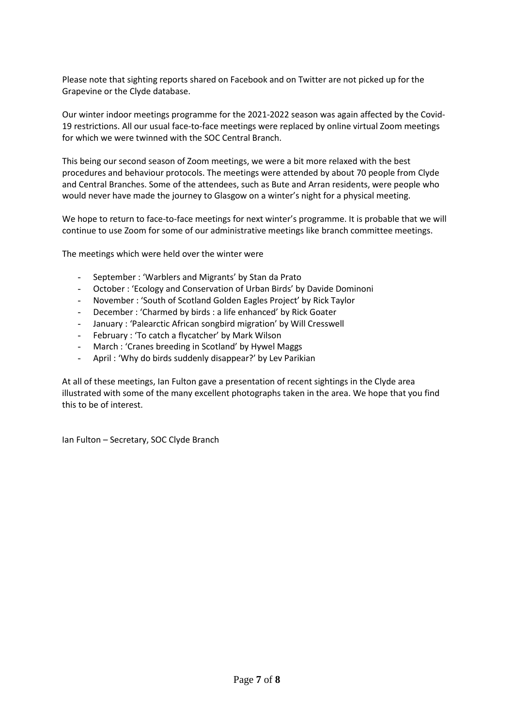Please note that sighting reports shared on Facebook and on Twitter are not picked up for the Grapevine or the Clyde database.

Our winter indoor meetings programme for the 2021-2022 season was again affected by the Covid-19 restrictions. All our usual face-to-face meetings were replaced by online virtual Zoom meetings for which we were twinned with the SOC Central Branch.

This being our second season of Zoom meetings, we were a bit more relaxed with the best procedures and behaviour protocols. The meetings were attended by about 70 people from Clyde and Central Branches. Some of the attendees, such as Bute and Arran residents, were people who would never have made the journey to Glasgow on a winter's night for a physical meeting.

We hope to return to face-to-face meetings for next winter's programme. It is probable that we will continue to use Zoom for some of our administrative meetings like branch committee meetings.

The meetings which were held over the winter were

- September : 'Warblers and Migrants' by Stan da Prato
- October : 'Ecology and Conservation of Urban Birds' by Davide Dominoni
- November : 'South of Scotland Golden Eagles Project' by Rick Taylor
- December : 'Charmed by birds : a life enhanced' by Rick Goater
- January : 'Palearctic African songbird migration' by Will Cresswell
- February : 'To catch a flycatcher' by Mark Wilson
- March : 'Cranes breeding in Scotland' by Hywel Maggs
- April : 'Why do birds suddenly disappear?' by Lev Parikian

At all of these meetings, Ian Fulton gave a presentation of recent sightings in the Clyde area illustrated with some of the many excellent photographs taken in the area. We hope that you find this to be of interest.

Ian Fulton – Secretary, SOC Clyde Branch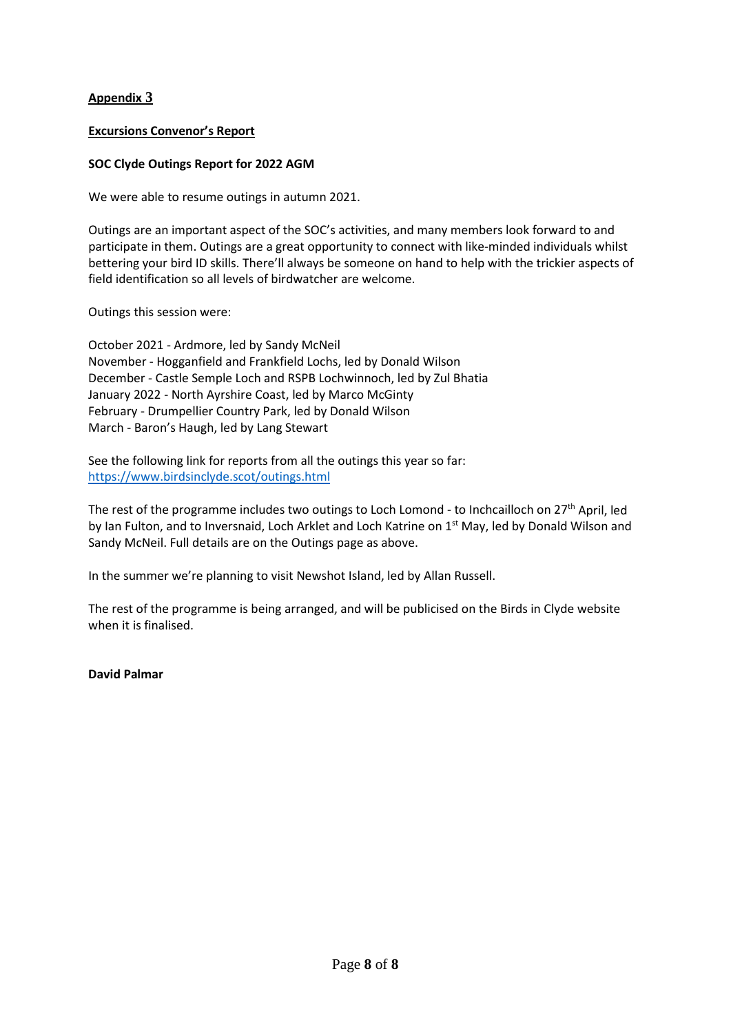**Appendix 3**

**Excursions Convenor's Report**

**SOC Clyde Outings Report for 2022 AGM**

We were able to resume outings in autumn 2021.

Outings are an important aspect of the SOC's activities, and many members look forward to and participate in them. Outings are a great opportunity to connect with like-minded individuals whilst bettering your bird ID skills. There'll always be someone on hand to help with the trickier aspects of field identification so all levels of birdwatcher are welcome.

Outings this session were:

October 2021 - Ardmore, led by Sandy McNeil
November - Hogganfield and Frankfield Lochs, led by Donald Wilson
December - Castle Semple Loch and RSPB Lochwinnoch, led by Zul Bhatia
January 2022 - North Ayrshire Coast, led by Marco McGinty
February - Drumpellier Country Park, led by Donald Wilson
March - Baron's Haugh, led by Lang Stewart

See the following link for reports from all the outings this year so far:
https://www.birdsinclyde.scot/outings.html

The rest of the programme includes two outings to Loch Lomond - to Inchcailloch on 27th April, led by Ian Fulton, and to Inversnaid, Loch Arklet and Loch Katrine on 1st May, led by Donald Wilson and Sandy McNeil. Full details are on the Outings page as above.

In the summer we're planning to visit Newshot Island, led by Allan Russell.

The rest of the programme is being arranged, and will be publicised on the Birds in Clyde website when it is finalised.

**David Palmar**